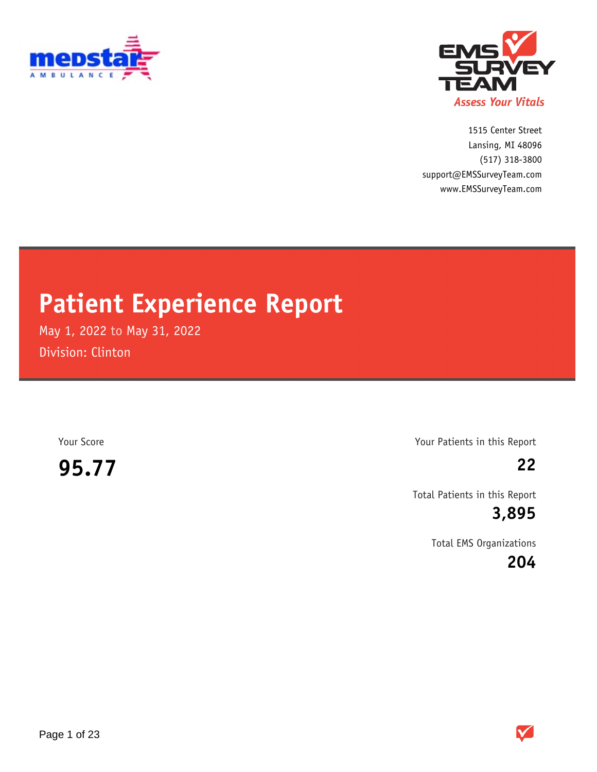1515 Center Street
Lansing, MI 48096
(517) 318-3800
support@EMSSurveyTeam.com
www.EMSSurveyTeam.com

# Patient Experience Report

May 1, 2022 to May 31, 2022

Division: Clinton

Your Score

**95.77**

Your Patients in this Report

**22**

Total Patients in this Report

**3,895**

Total EMS Organizations

**204**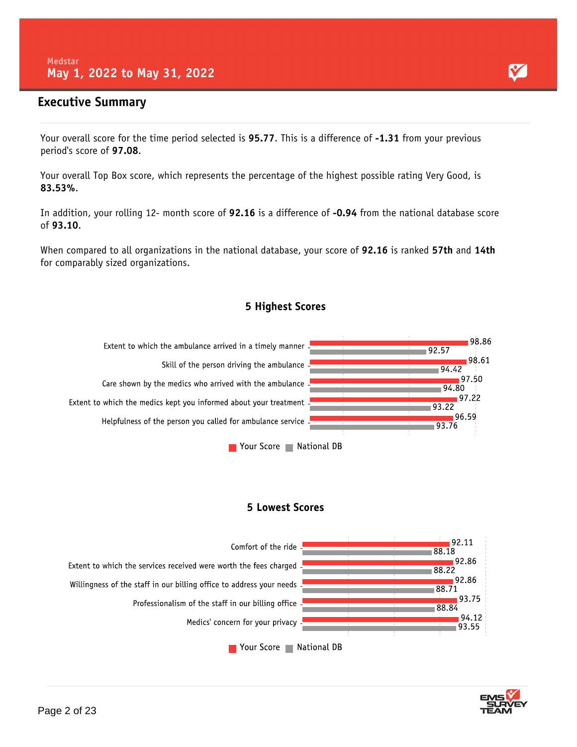Medstar

May 1, 2022 to May 31, 2022

## Executive Summary

Your overall score for the time period selected is **95.77**. This is a difference of **-1.31** from your previous period's score of **97.08**.

Your overall Top Box score, which represents the percentage of the highest possible rating Very Good, is **83.53%**.

In addition, your rolling 12- month score of **92.16** is a difference of **-0.94** from the national database score of **93.10**.

When compared to all organizations in the national database, your score of **92.16** is ranked **57th** and **14th** for comparably sized organizations.

### 5 Highest Scores

| Item | Your Score | National DB |
|---|---|---|
| Extent to which the ambulance arrived in a timely manner | 98.86 | 92.57 |
| Skill of the person driving the ambulance | 98.61 | 94.42 |
| Care shown by the medics who arrived with the ambulance | 97.50 | 94.80 |
| Extent to which the medics kept you informed about your treatment | 97.22 | 93.22 |
| Helpfulness of the person you called for ambulance service | 96.59 | 93.76 |

### 5 Lowest Scores

| Item | Your Score | National DB |
|---|---|---|
| Comfort of the ride | 92.11 | 88.18 |
| Extent to which the services received were worth the fees charged | 92.86 | 88.22 |
| Willingness of the staff in our billing office to address your needs | 92.86 | 88.71 |
| Professionalism of the staff in our billing office | 93.75 | 88.84 |
| Medics' concern for your privacy | 94.12 | 93.55 |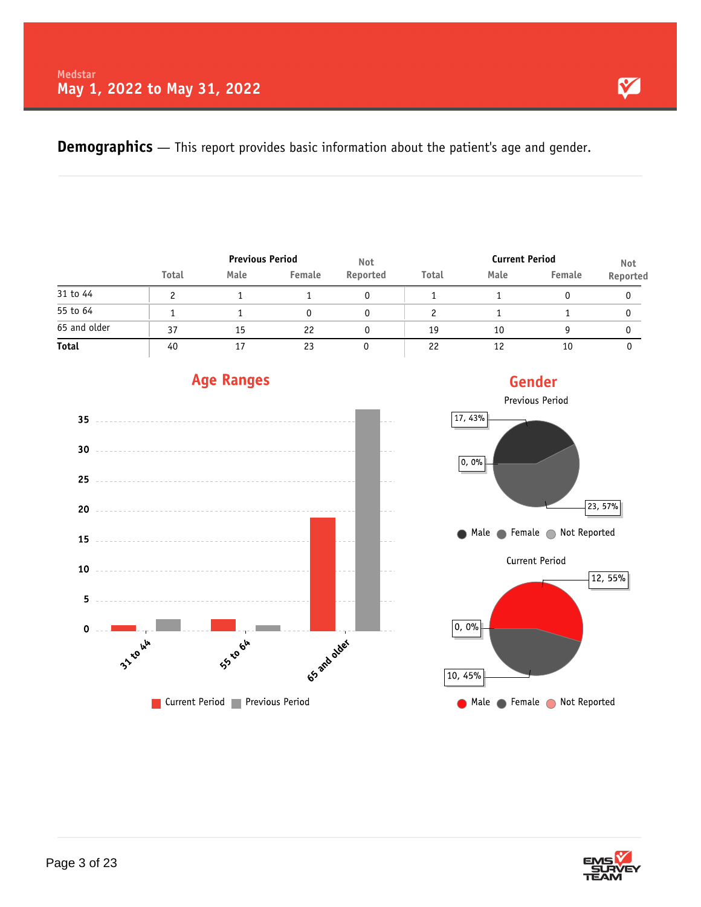Medstar

**May 1, 2022 to May 31, 2022**

**Demographics** — This report provides basic information about the patient's age and gender.

| | Previous Period | | | | Current Period | | | |
|---|---|---|---|---|---|---|---|---|
| | Total | Male | Female | Not Reported | Total | Male | Female | Not Reported |
| 31 to 44 | 2 | 1 | 1 | 0 | 1 | 1 | 0 | 0 |
| 55 to 64 | 1 | 1 | 0 | 0 | 2 | 1 | 1 | 0 |
| 65 and older | 37 | 15 | 22 | 0 | 19 | 10 | 9 | 0 |
| **Total** | 40 | 17 | 23 | 0 | 22 | 12 | 10 | 0 |

## Age Ranges

## Gender

Previous Period

17, 43% — Male; 23, 57% — Female; 0, 0% — Not Reported

Current Period

12, 55% — Male; 10, 45% — Female; 0, 0% — Not Reported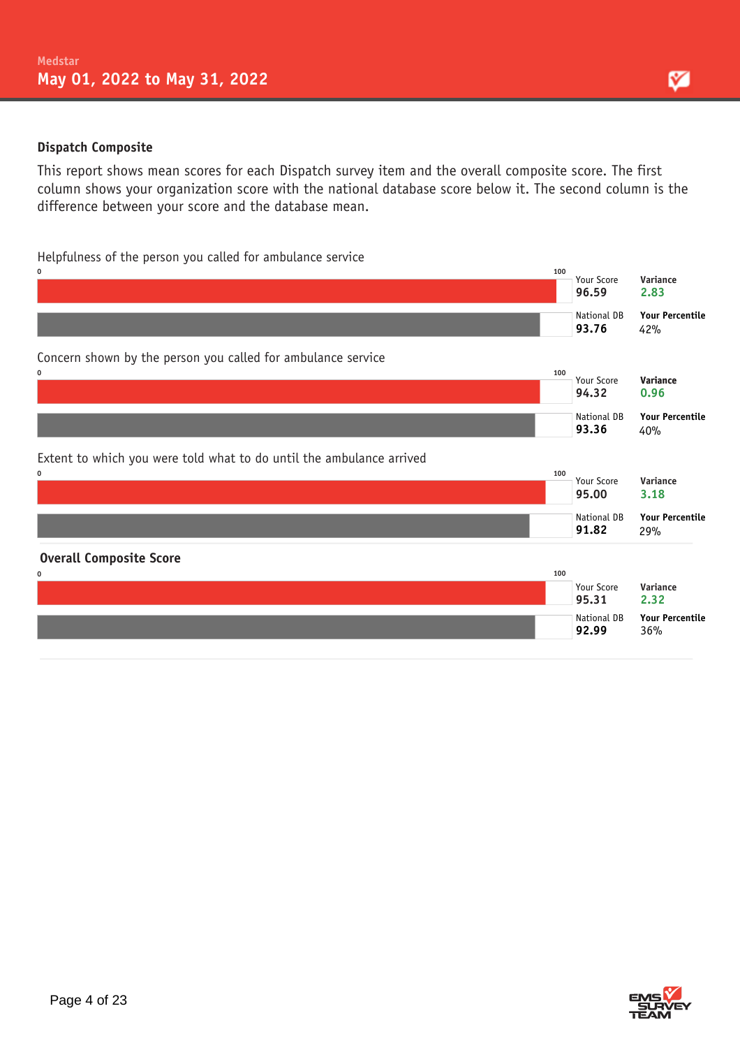Medstar

May 01, 2022 to May 31, 2022

## Dispatch Composite

This report shows mean scores for each Dispatch survey item and the overall composite score. The first column shows your organization score with the national database score below it. The second column is the difference between your score and the database mean.

| Item | Your Score | National DB | Variance | Your Percentile |
|---|---|---|---|---|
| Helpfulness of the person you called for ambulance service | 96.59 | 93.76 | 2.83 | 42% |
| Concern shown by the person you called for ambulance service | 94.32 | 93.36 | 0.96 | 40% |
| Extent to which you were told what to do until the ambulance arrived | 95.00 | 91.82 | 3.18 | 29% |
| **Overall Composite Score** | 95.31 | 92.99 | 2.32 | 36% |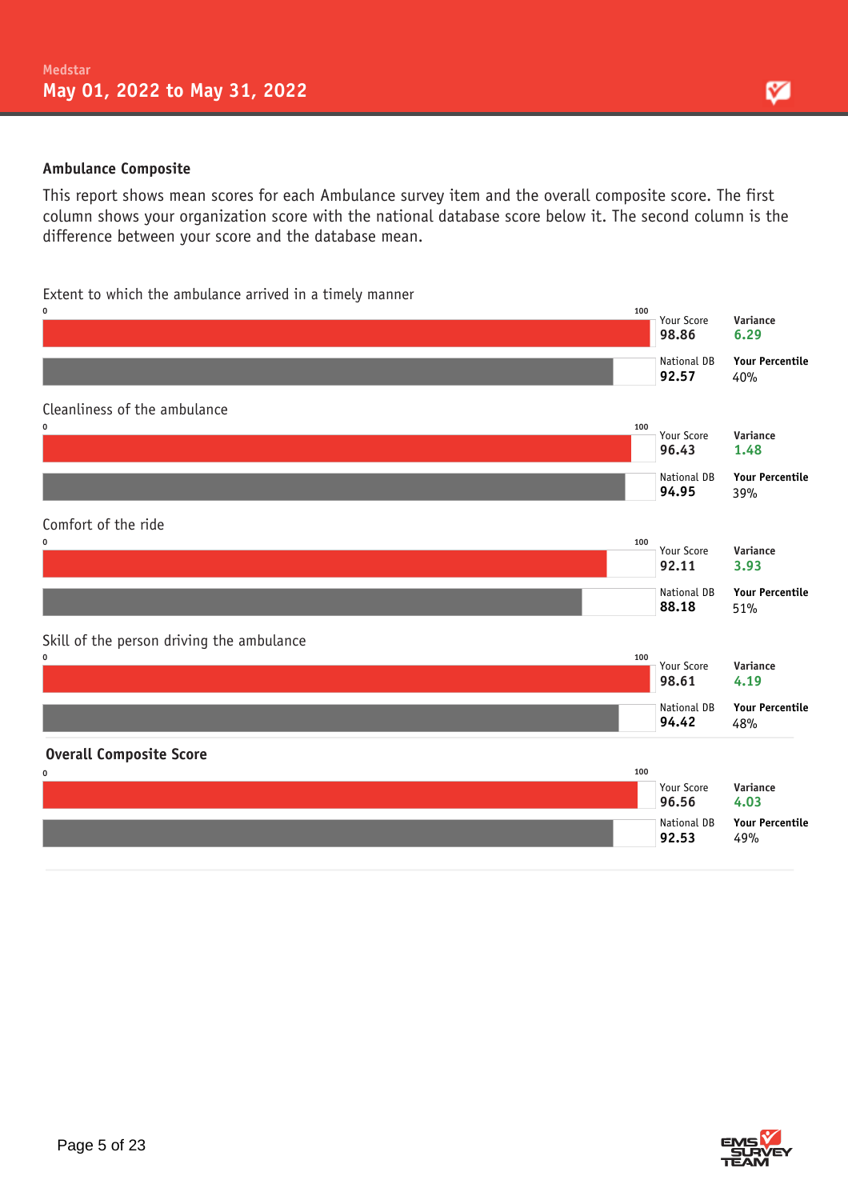## Ambulance Composite

This report shows mean scores for each Ambulance survey item and the overall composite score. The first column shows your organization score with the national database score below it. The second column is the difference between your score and the database mean.

| Item | Your Score | National DB | Variance | Your Percentile |
|---|---|---|---|---|
| Extent to which the ambulance arrived in a timely manner | 98.86 | 92.57 | 6.29 | 40% |
| Cleanliness of the ambulance | 96.43 | 94.95 | 1.48 | 39% |
| Comfort of the ride | 92.11 | 88.18 | 3.93 | 51% |
| Skill of the person driving the ambulance | 98.61 | 94.42 | 4.19 | 48% |
| **Overall Composite Score** | 96.56 | 92.53 | 4.03 | 49% |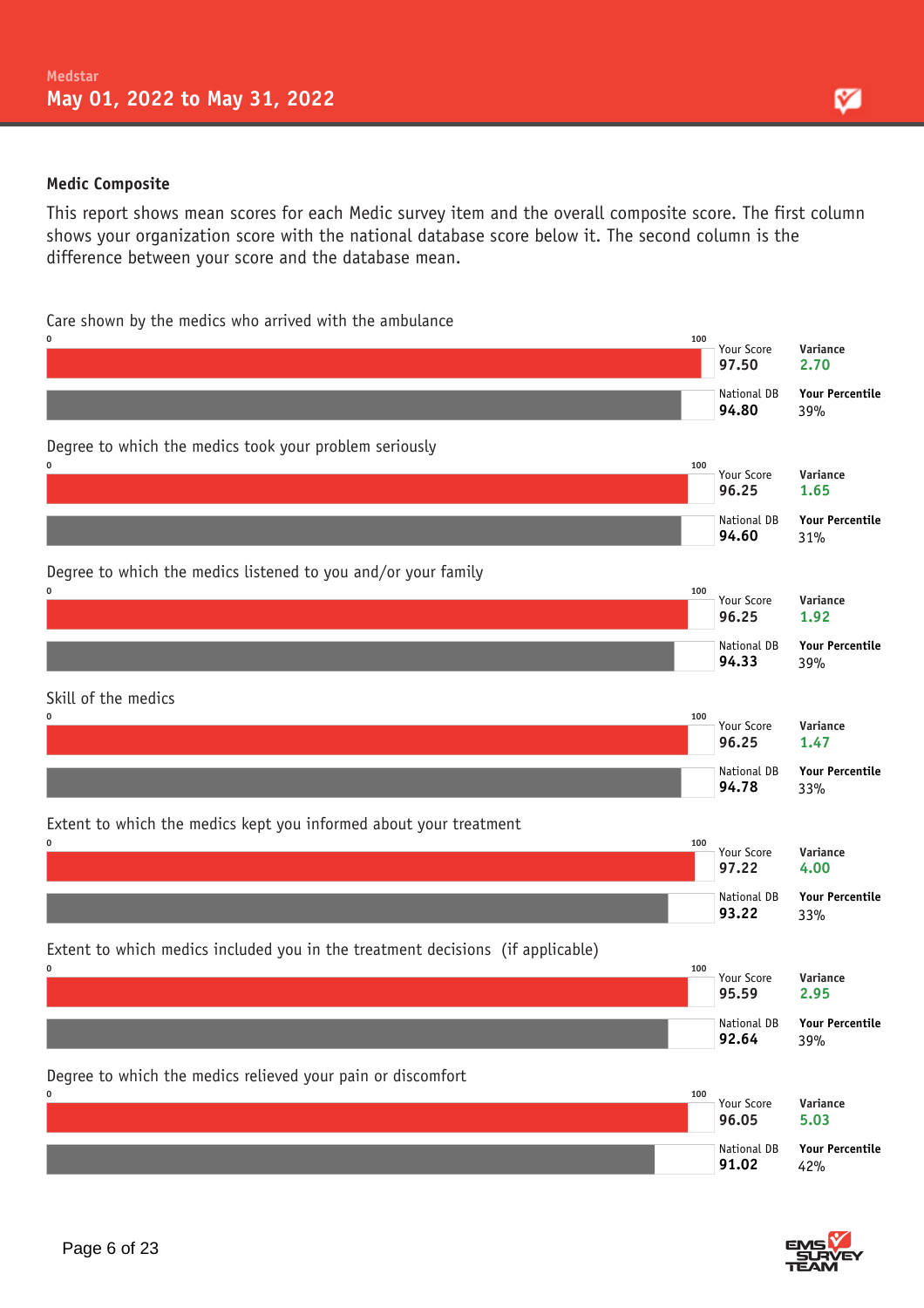Medstar

**May 01, 2022 to May 31, 2022**

### Medic Composite

This report shows mean scores for each Medic survey item and the overall composite score. The first column shows your organization score with the national database score below it. The second column is the difference between your score and the database mean.

| Survey Item | Your Score | National DB | Variance | Your Percentile |
|---|---|---|---|---|
| Care shown by the medics who arrived with the ambulance | 97.50 | 94.80 | 2.70 | 39% |
| Degree to which the medics took your problem seriously | 96.25 | 94.60 | 1.65 | 31% |
| Degree to which the medics listened to you and/or your family | 96.25 | 94.33 | 1.92 | 39% |
| Skill of the medics | 96.25 | 94.78 | 1.47 | 33% |
| Extent to which the medics kept you informed about your treatment | 97.22 | 93.22 | 4.00 | 33% |
| Extent to which medics included you in the treatment decisions (if applicable) | 95.59 | 92.64 | 2.95 | 39% |
| Degree to which the medics relieved your pain or discomfort | 96.05 | 91.02 | 5.03 | 42% |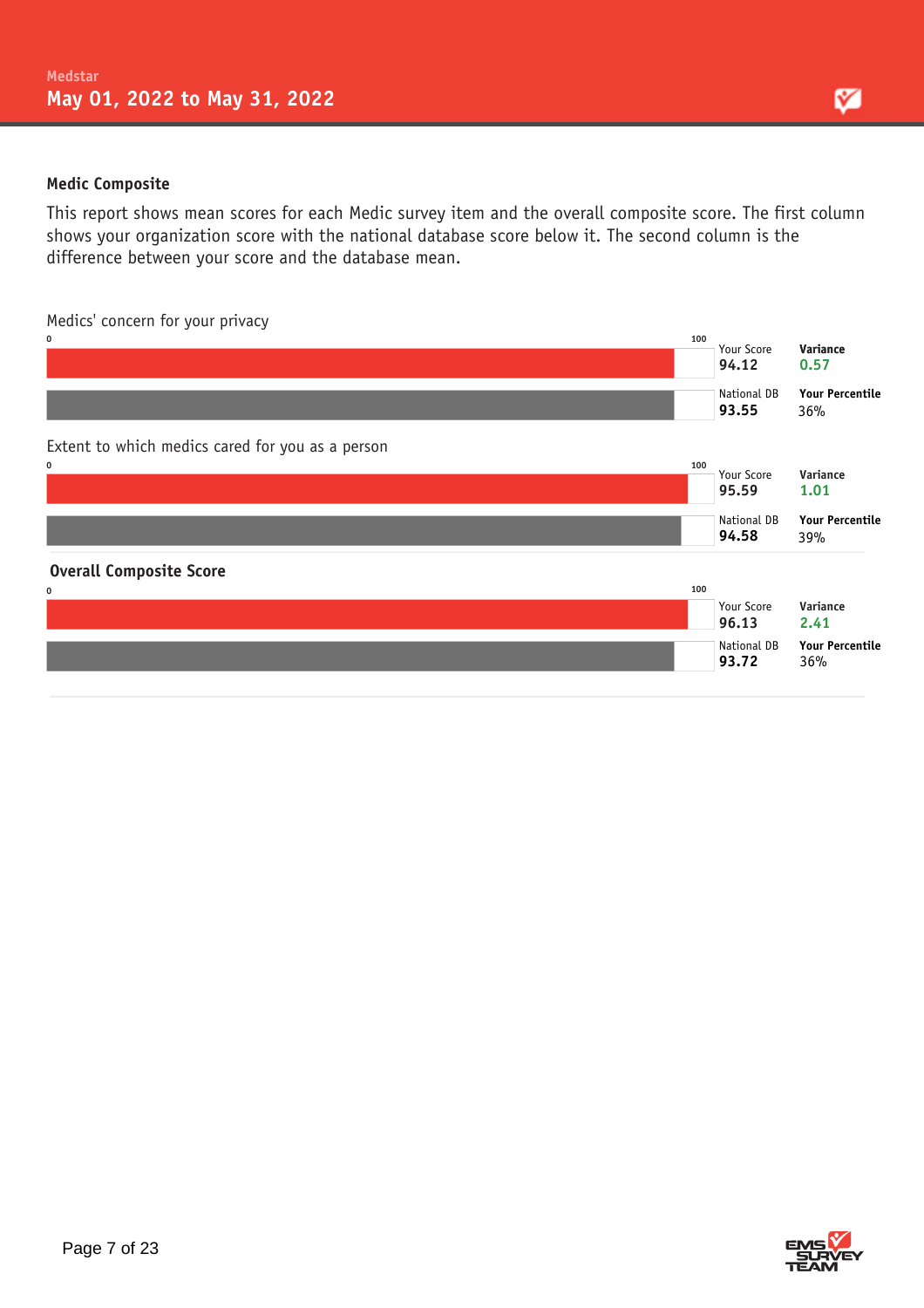## Medic Composite

This report shows mean scores for each Medic survey item and the overall composite score. The first column shows your organization score with the national database score below it. The second column is the difference between your score and the database mean.

### Medics' concern for your privacy

| | Score | | Value |
|---|---|---|---|
| Your Score | 94.12 | Variance | 0.57 |
| National DB | 93.55 | Your Percentile | 36% |

### Extent to which medics cared for you as a person

| | Score | | Value |
|---|---|---|---|
| Your Score | 95.59 | Variance | 1.01 |
| National DB | 94.58 | Your Percentile | 39% |

### Overall Composite Score

| | Score | | Value |
|---|---|---|---|
| Your Score | 96.13 | Variance | 2.41 |
| National DB | 93.72 | Your Percentile | 36% |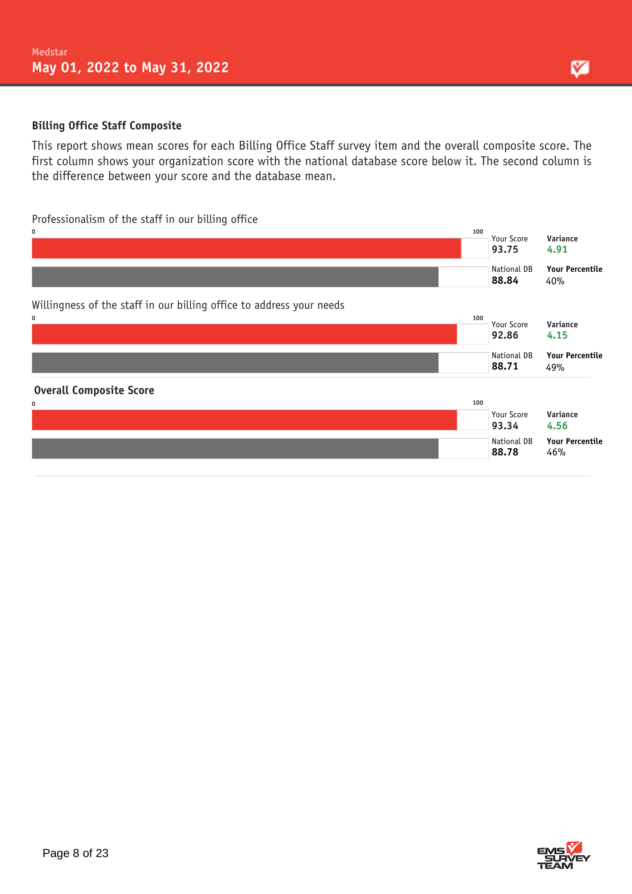Medstar

May 01, 2022 to May 31, 2022

## Billing Office Staff Composite

This report shows mean scores for each Billing Office Staff survey item and the overall composite score. The first column shows your organization score with the national database score below it. The second column is the difference between your score and the database mean.

### Professionalism of the staff in our billing office

| | Score | | |
|---|---|---|---|
| Your Score | 93.75 | Variance | 4.91 |
| National DB | 88.84 | Your Percentile | 40% |

### Willingness of the staff in our billing office to address your needs

| | Score | | |
|---|---|---|---|
| Your Score | 92.86 | Variance | 4.15 |
| National DB | 88.71 | Your Percentile | 49% |

### Overall Composite Score

| | Score | | |
|---|---|---|---|
| Your Score | 93.34 | Variance | 4.56 |
| National DB | 88.78 | Your Percentile | 46% |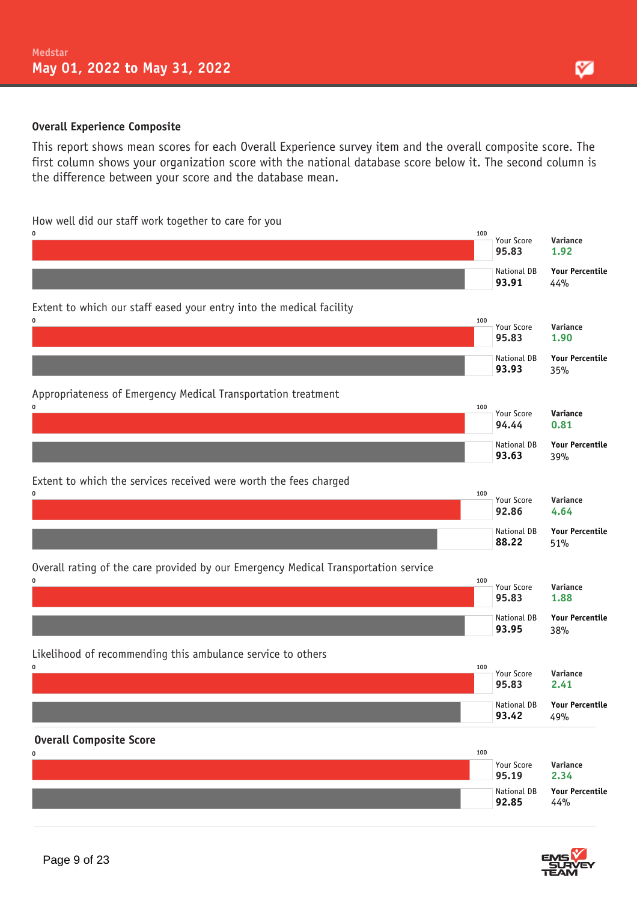Medstar

May 01, 2022 to May 31, 2022

## Overall Experience Composite

This report shows mean scores for each Overall Experience survey item and the overall composite score. The first column shows your organization score with the national database score below it. The second column is the difference between your score and the database mean.

| Item | Your Score | National DB | Variance | Your Percentile |
|---|---|---|---|---|
| How well did our staff work together to care for you | 95.83 | 93.91 | 1.92 | 44% |
| Extent to which our staff eased your entry into the medical facility | 95.83 | 93.93 | 1.90 | 35% |
| Appropriateness of Emergency Medical Transportation treatment | 94.44 | 93.63 | 0.81 | 39% |
| Extent to which the services received were worth the fees charged | 92.86 | 88.22 | 4.64 | 51% |
| Overall rating of the care provided by our Emergency Medical Transportation service | 95.83 | 93.95 | 1.88 | 38% |
| Likelihood of recommending this ambulance service to others | 95.83 | 93.42 | 2.41 | 49% |
| **Overall Composite Score** | 95.19 | 92.85 | 2.34 | 44% |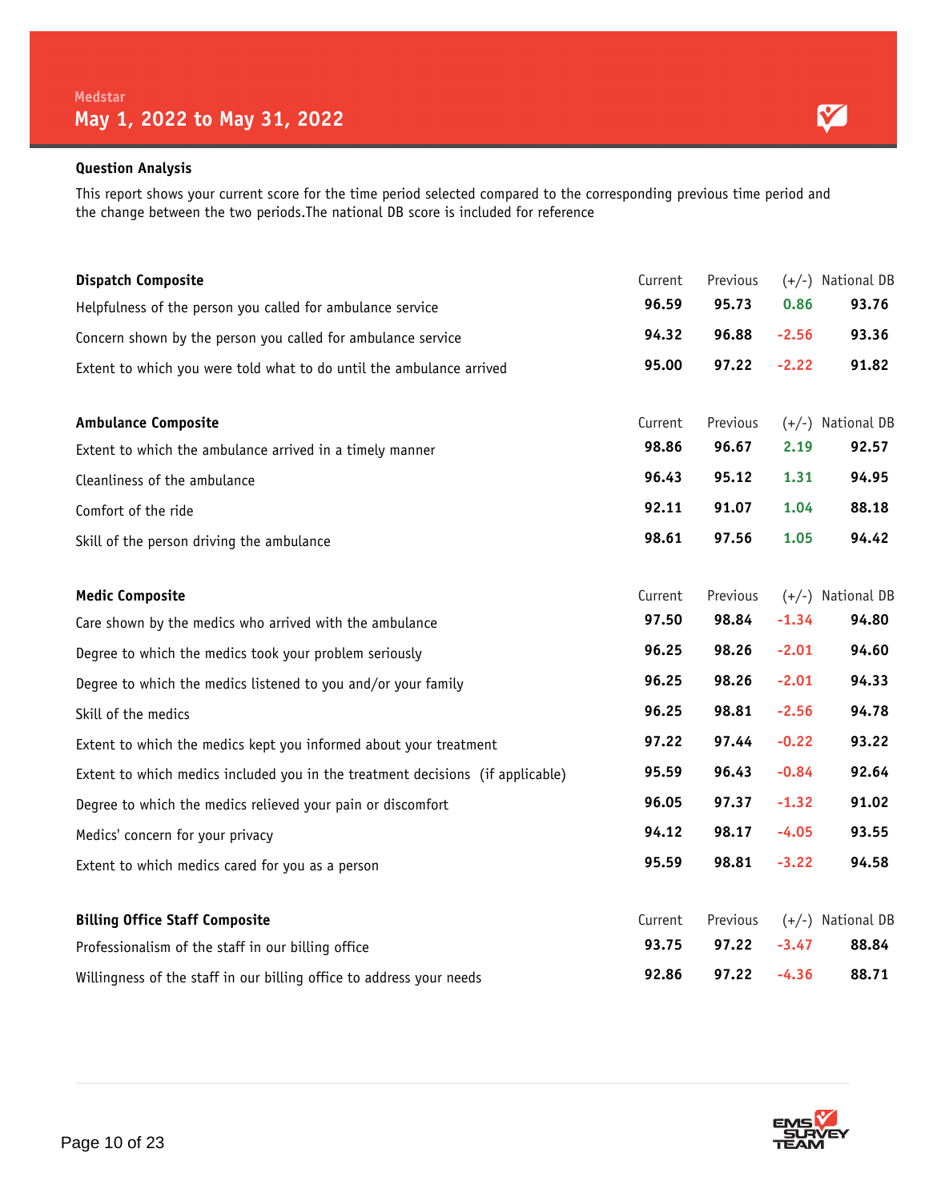Medstar

# May 1, 2022 to May 31, 2022

## Question Analysis

This report shows your current score for the time period selected compared to the corresponding previous time period and the change between the two periods.The national DB score is included for reference

| Dispatch Composite | Current | Previous | (+/-) | National DB |
|---|---|---|---|---|
| Helpfulness of the person you called for ambulance service | **96.59** | **95.73** | **0.86** | **93.76** |
| Concern shown by the person you called for ambulance service | **94.32** | **96.88** | **-2.56** | **93.36** |
| Extent to which you were told what to do until the ambulance arrived | **95.00** | **97.22** | **-2.22** | **91.82** |

| Ambulance Composite | Current | Previous | (+/-) | National DB |
|---|---|---|---|---|
| Extent to which the ambulance arrived in a timely manner | **98.86** | **96.67** | **2.19** | **92.57** |
| Cleanliness of the ambulance | **96.43** | **95.12** | **1.31** | **94.95** |
| Comfort of the ride | **92.11** | **91.07** | **1.04** | **88.18** |
| Skill of the person driving the ambulance | **98.61** | **97.56** | **1.05** | **94.42** |

| Medic Composite | Current | Previous | (+/-) | National DB |
|---|---|---|---|---|
| Care shown by the medics who arrived with the ambulance | **97.50** | **98.84** | **-1.34** | **94.80** |
| Degree to which the medics took your problem seriously | **96.25** | **98.26** | **-2.01** | **94.60** |
| Degree to which the medics listened to you and/or your family | **96.25** | **98.26** | **-2.01** | **94.33** |
| Skill of the medics | **96.25** | **98.81** | **-2.56** | **94.78** |
| Extent to which the medics kept you informed about your treatment | **97.22** | **97.44** | **-0.22** | **93.22** |
| Extent to which medics included you in the treatment decisions (if applicable) | **95.59** | **96.43** | **-0.84** | **92.64** |
| Degree to which the medics relieved your pain or discomfort | **96.05** | **97.37** | **-1.32** | **91.02** |
| Medics' concern for your privacy | **94.12** | **98.17** | **-4.05** | **93.55** |
| Extent to which medics cared for you as a person | **95.59** | **98.81** | **-3.22** | **94.58** |

| Billing Office Staff Composite | Current | Previous | (+/-) | National DB |
|---|---|---|---|---|
| Professionalism of the staff in our billing office | **93.75** | **97.22** | **-3.47** | **88.84** |
| Willingness of the staff in our billing office to address your needs | **92.86** | **97.22** | **-4.36** | **88.71** |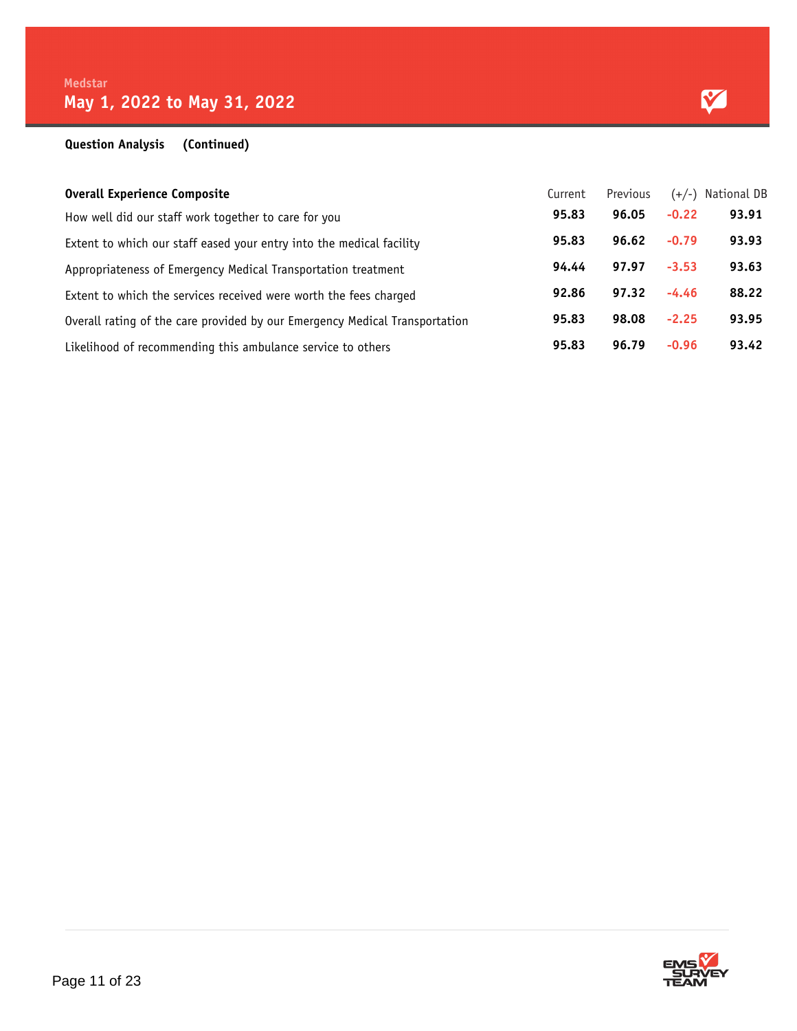Medstar

# May 1, 2022 to May 31, 2022

**Question Analysis (Continued)**

| **Overall Experience Composite** | Current | Previous | (+/-) | National DB |
|---|---|---|---|---|
| How well did our staff work together to care for you | **95.83** | **96.05** | -0.22 | **93.91** |
| Extent to which our staff eased your entry into the medical facility | **95.83** | **96.62** | -0.79 | **93.93** |
| Appropriateness of Emergency Medical Transportation treatment | **94.44** | **97.97** | -3.53 | **93.63** |
| Extent to which the services received were worth the fees charged | **92.86** | **97.32** | -4.46 | **88.22** |
| Overall rating of the care provided by our Emergency Medical Transportation | **95.83** | **98.08** | -2.25 | **93.95** |
| Likelihood of recommending this ambulance service to others | **95.83** | **96.79** | -0.96 | **93.42** |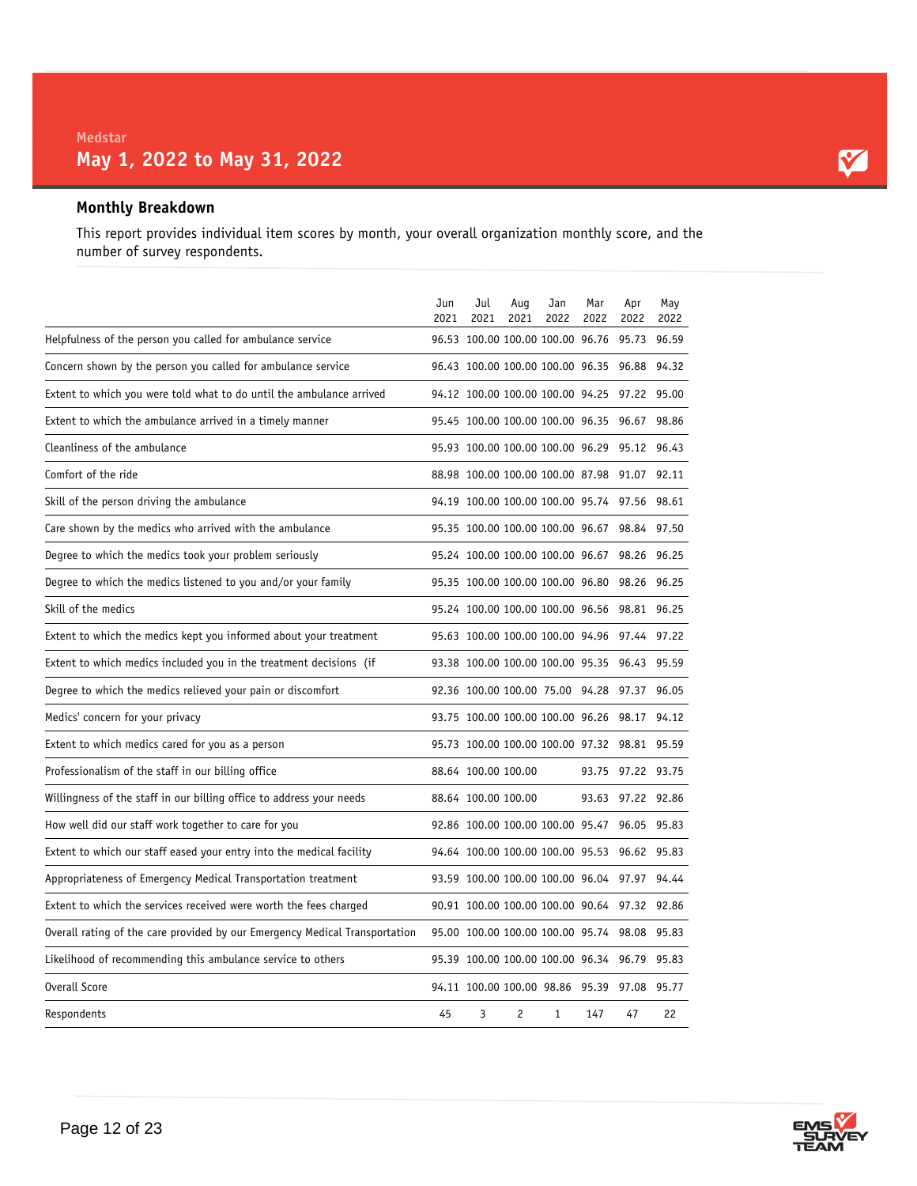Medstar

## May 1, 2022 to May 31, 2022

### Monthly Breakdown

This report provides individual item scores by month, your overall organization monthly score, and the number of survey respondents.

| | Jun 2021 | Jul 2021 | Aug 2021 | Jan 2022 | Mar 2022 | Apr 2022 | May 2022 |
|---|---|---|---|---|---|---|---|
| Helpfulness of the person you called for ambulance service | 96.53 | 100.00 | 100.00 | 100.00 | 96.76 | 95.73 | 96.59 |
| Concern shown by the person you called for ambulance service | 96.43 | 100.00 | 100.00 | 100.00 | 96.35 | 96.88 | 94.32 |
| Extent to which you were told what to do until the ambulance arrived | 94.12 | 100.00 | 100.00 | 100.00 | 94.25 | 97.22 | 95.00 |
| Extent to which the ambulance arrived in a timely manner | 95.45 | 100.00 | 100.00 | 100.00 | 96.35 | 96.67 | 98.86 |
| Cleanliness of the ambulance | 95.93 | 100.00 | 100.00 | 100.00 | 96.29 | 95.12 | 96.43 |
| Comfort of the ride | 88.98 | 100.00 | 100.00 | 100.00 | 87.98 | 91.07 | 92.11 |
| Skill of the person driving the ambulance | 94.19 | 100.00 | 100.00 | 100.00 | 95.74 | 97.56 | 98.61 |
| Care shown by the medics who arrived with the ambulance | 95.35 | 100.00 | 100.00 | 100.00 | 96.67 | 98.84 | 97.50 |
| Degree to which the medics took your problem seriously | 95.24 | 100.00 | 100.00 | 100.00 | 96.67 | 98.26 | 96.25 |
| Degree to which the medics listened to you and/or your family | 95.35 | 100.00 | 100.00 | 100.00 | 96.80 | 98.26 | 96.25 |
| Skill of the medics | 95.24 | 100.00 | 100.00 | 100.00 | 96.56 | 98.81 | 96.25 |
| Extent to which the medics kept you informed about your treatment | 95.63 | 100.00 | 100.00 | 100.00 | 94.96 | 97.44 | 97.22 |
| Extent to which medics included you in the treatment decisions (if | 93.38 | 100.00 | 100.00 | 100.00 | 95.35 | 96.43 | 95.59 |
| Degree to which the medics relieved your pain or discomfort | 92.36 | 100.00 | 100.00 | 75.00 | 94.28 | 97.37 | 96.05 |
| Medics' concern for your privacy | 93.75 | 100.00 | 100.00 | 100.00 | 96.26 | 98.17 | 94.12 |
| Extent to which medics cared for you as a person | 95.73 | 100.00 | 100.00 | 100.00 | 97.32 | 98.81 | 95.59 |
| Professionalism of the staff in our billing office | 88.64 | 100.00 | 100.00 | | 93.75 | 97.22 | 93.75 |
| Willingness of the staff in our billing office to address your needs | 88.64 | 100.00 | 100.00 | | 93.63 | 97.22 | 92.86 |
| How well did our staff work together to care for you | 92.86 | 100.00 | 100.00 | 100.00 | 95.47 | 96.05 | 95.83 |
| Extent to which our staff eased your entry into the medical facility | 94.64 | 100.00 | 100.00 | 100.00 | 95.53 | 96.62 | 95.83 |
| Appropriateness of Emergency Medical Transportation treatment | 93.59 | 100.00 | 100.00 | 100.00 | 96.04 | 97.97 | 94.44 |
| Extent to which the services received were worth the fees charged | 90.91 | 100.00 | 100.00 | 100.00 | 90.64 | 97.32 | 92.86 |
| Overall rating of the care provided by our Emergency Medical Transportation | 95.00 | 100.00 | 100.00 | 100.00 | 95.74 | 98.08 | 95.83 |
| Likelihood of recommending this ambulance service to others | 95.39 | 100.00 | 100.00 | 100.00 | 96.34 | 96.79 | 95.83 |
| Overall Score | 94.11 | 100.00 | 100.00 | 98.86 | 95.39 | 97.08 | 95.77 |
| Respondents | 45 | 3 | 2 | 1 | 147 | 47 | 22 |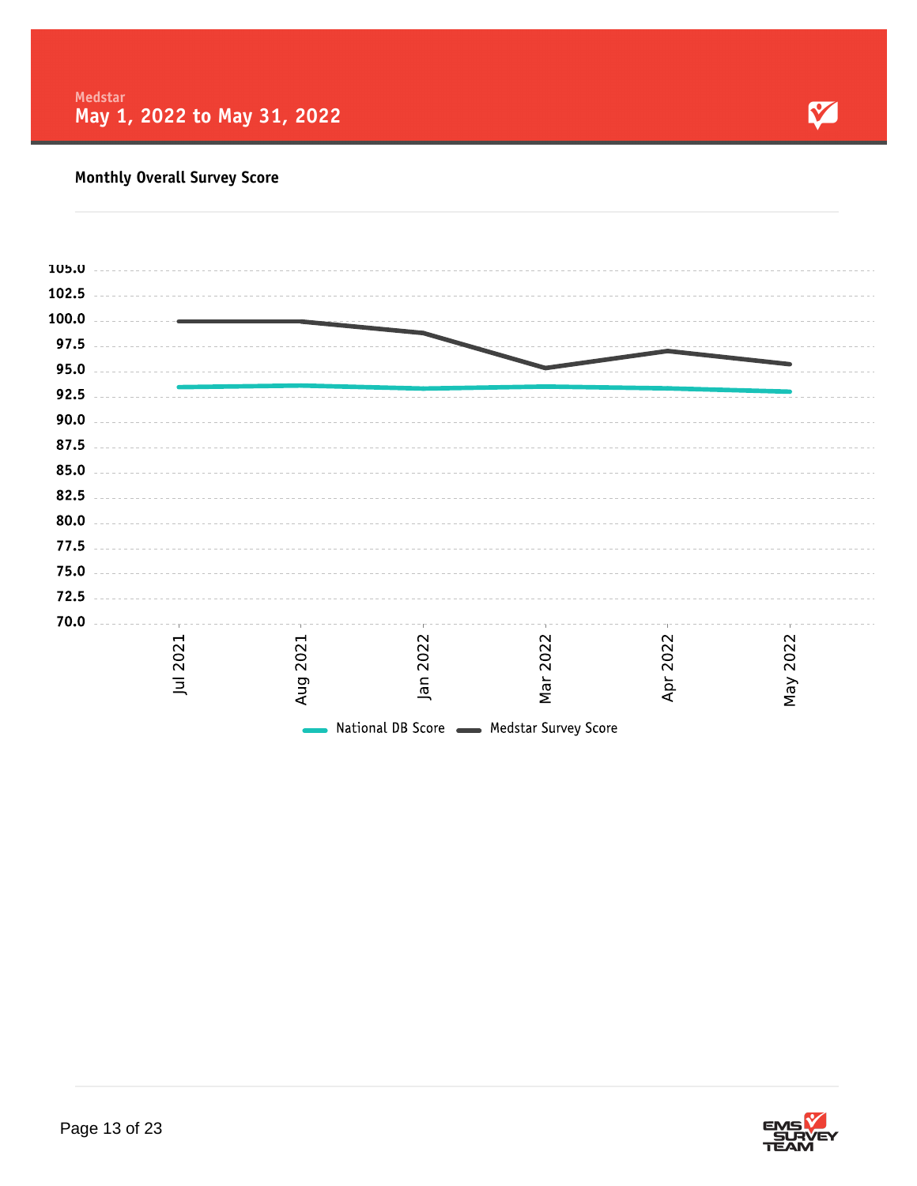Medstar

**May 1, 2022 to May 31, 2022**

### Monthly Overall Survey Score

105.0
102.5
100.0
97.5
95.0
92.5
90.0
87.5
85.0
82.5
80.0
77.5
75.0
72.5
70.0

Jul 2021 | Aug 2021 | Jan 2022 | Mar 2022 | Apr 2022 | May 2022

National DB Score | Medstar Survey Score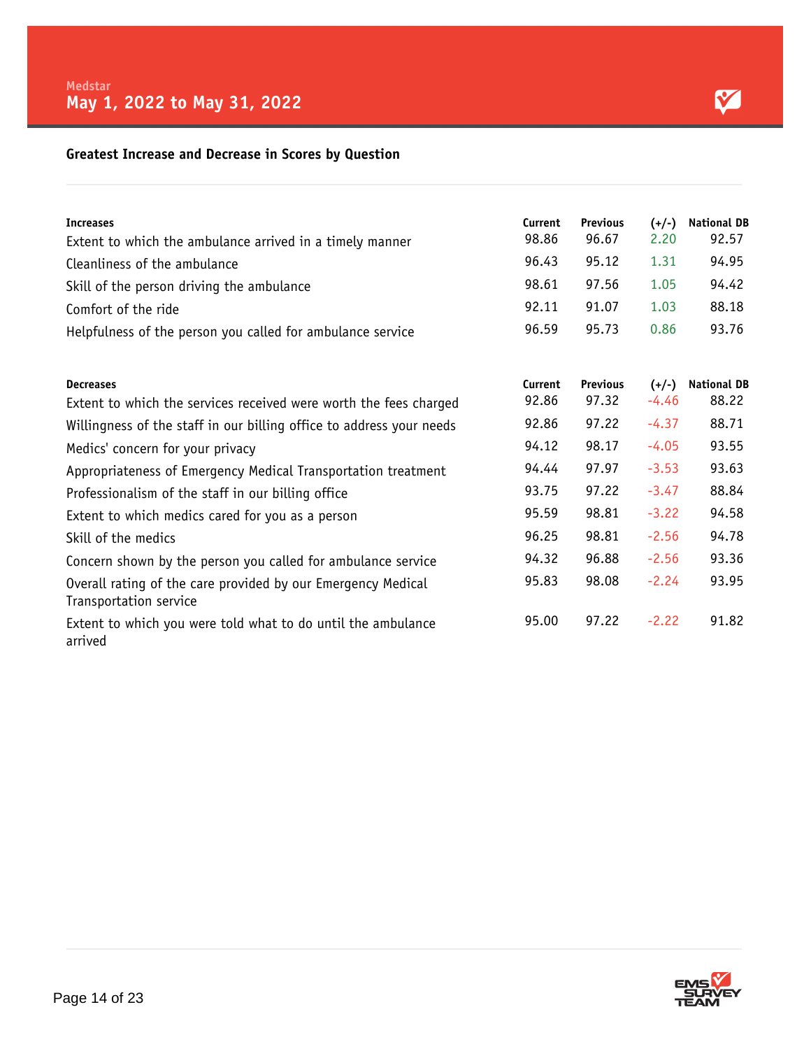Medstar

# May 1, 2022 to May 31, 2022

## Greatest Increase and Decrease in Scores by Question

| Increases | Current | Previous | (+/-) | National DB |
|---|---|---|---|---|
| Extent to which the ambulance arrived in a timely manner | 98.86 | 96.67 | 2.20 | 92.57 |
| Cleanliness of the ambulance | 96.43 | 95.12 | 1.31 | 94.95 |
| Skill of the person driving the ambulance | 98.61 | 97.56 | 1.05 | 94.42 |
| Comfort of the ride | 92.11 | 91.07 | 1.03 | 88.18 |
| Helpfulness of the person you called for ambulance service | 96.59 | 95.73 | 0.86 | 93.76 |

| Decreases | Current | Previous | (+/-) | National DB |
|---|---|---|---|---|
| Extent to which the services received were worth the fees charged | 92.86 | 97.32 | -4.46 | 88.22 |
| Willingness of the staff in our billing office to address your needs | 92.86 | 97.22 | -4.37 | 88.71 |
| Medics' concern for your privacy | 94.12 | 98.17 | -4.05 | 93.55 |
| Appropriateness of Emergency Medical Transportation treatment | 94.44 | 97.97 | -3.53 | 93.63 |
| Professionalism of the staff in our billing office | 93.75 | 97.22 | -3.47 | 88.84 |
| Extent to which medics cared for you as a person | 95.59 | 98.81 | -3.22 | 94.58 |
| Skill of the medics | 96.25 | 98.81 | -2.56 | 94.78 |
| Concern shown by the person you called for ambulance service | 94.32 | 96.88 | -2.56 | 93.36 |
| Overall rating of the care provided by our Emergency Medical Transportation service | 95.83 | 98.08 | -2.24 | 93.95 |
| Extent to which you were told what to do until the ambulance arrived | 95.00 | 97.22 | -2.22 | 91.82 |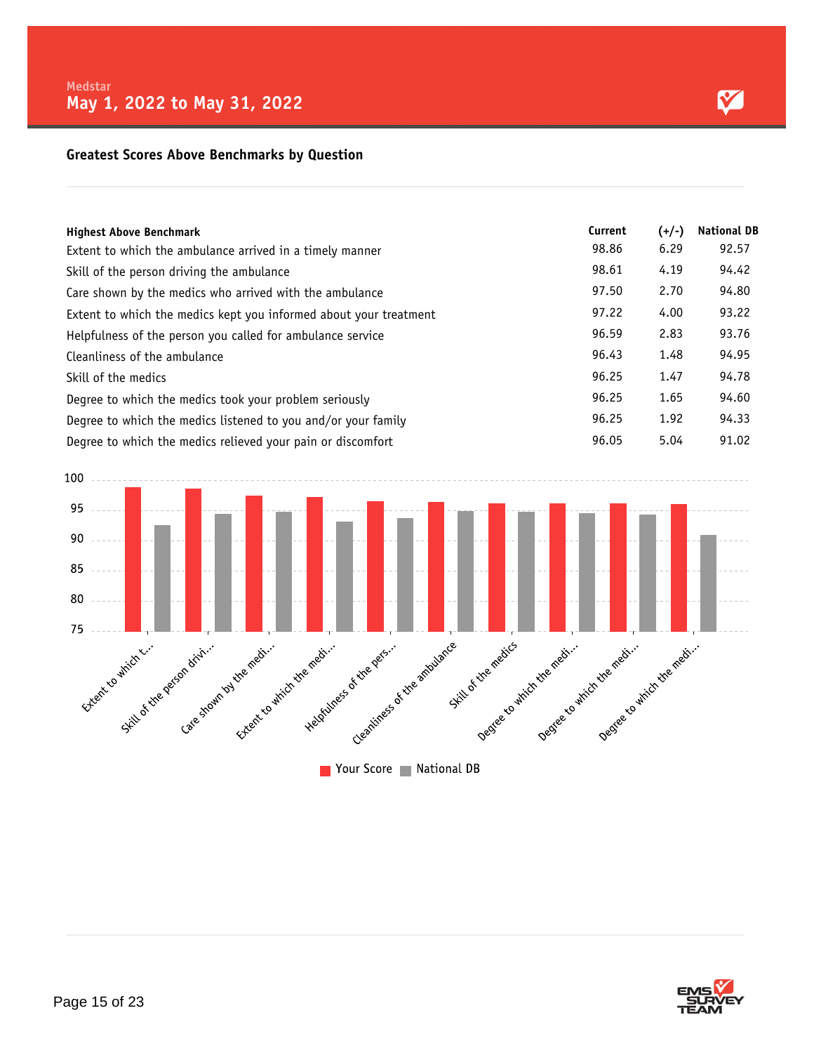Medstar
## May 1, 2022 to May 31, 2022

### Greatest Scores Above Benchmarks by Question

| Highest Above Benchmark | Current | (+/-) | National DB |
|---|---|---|---|
| Extent to which the ambulance arrived in a timely manner | 98.86 | 6.29 | 92.57 |
| Skill of the person driving the ambulance | 98.61 | 4.19 | 94.42 |
| Care shown by the medics who arrived with the ambulance | 97.50 | 2.70 | 94.80 |
| Extent to which the medics kept you informed about your treatment | 97.22 | 4.00 | 93.22 |
| Helpfulness of the person you called for ambulance service | 96.59 | 2.83 | 93.76 |
| Cleanliness of the ambulance | 96.43 | 1.48 | 94.95 |
| Skill of the medics | 96.25 | 1.47 | 94.78 |
| Degree to which the medics took your problem seriously | 96.25 | 1.65 | 94.60 |
| Degree to which the medics listened to you and/or your family | 96.25 | 1.92 | 94.33 |
| Degree to which the medics relieved your pain or discomfort | 96.05 | 5.04 | 91.02 |

Your Score | National DB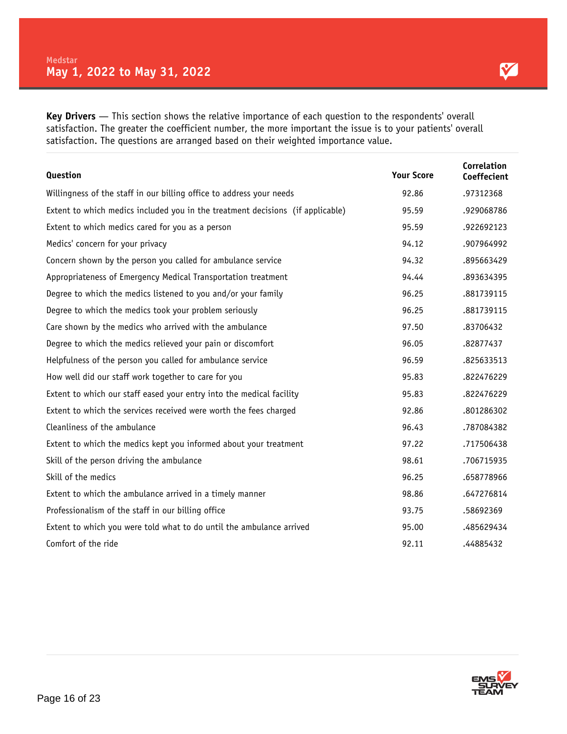Medstar

**May 1, 2022 to May 31, 2022**

**Key Drivers** — This section shows the relative importance of each question to the respondents' overall satisfaction. The greater the coefficient number, the more important the issue is to your patients' overall satisfaction. The questions are arranged based on their weighted importance value.

| Question | Your Score | Correlation Coeffecient |
|---|---|---|
| Willingness of the staff in our billing office to address your needs | 92.86 | .97312368 |
| Extent to which medics included you in the treatment decisions (if applicable) | 95.59 | .929068786 |
| Extent to which medics cared for you as a person | 95.59 | .922692123 |
| Medics' concern for your privacy | 94.12 | .907964992 |
| Concern shown by the person you called for ambulance service | 94.32 | .895663429 |
| Appropriateness of Emergency Medical Transportation treatment | 94.44 | .893634395 |
| Degree to which the medics listened to you and/or your family | 96.25 | .881739115 |
| Degree to which the medics took your problem seriously | 96.25 | .881739115 |
| Care shown by the medics who arrived with the ambulance | 97.50 | .83706432 |
| Degree to which the medics relieved your pain or discomfort | 96.05 | .82877437 |
| Helpfulness of the person you called for ambulance service | 96.59 | .825633513 |
| How well did our staff work together to care for you | 95.83 | .822476229 |
| Extent to which our staff eased your entry into the medical facility | 95.83 | .822476229 |
| Extent to which the services received were worth the fees charged | 92.86 | .801286302 |
| Cleanliness of the ambulance | 96.43 | .787084382 |
| Extent to which the medics kept you informed about your treatment | 97.22 | .717506438 |
| Skill of the person driving the ambulance | 98.61 | .706715935 |
| Skill of the medics | 96.25 | .658778966 |
| Extent to which the ambulance arrived in a timely manner | 98.86 | .647276814 |
| Professionalism of the staff in our billing office | 93.75 | .58692369 |
| Extent to which you were told what to do until the ambulance arrived | 95.00 | .485629434 |
| Comfort of the ride | 92.11 | .44885432 |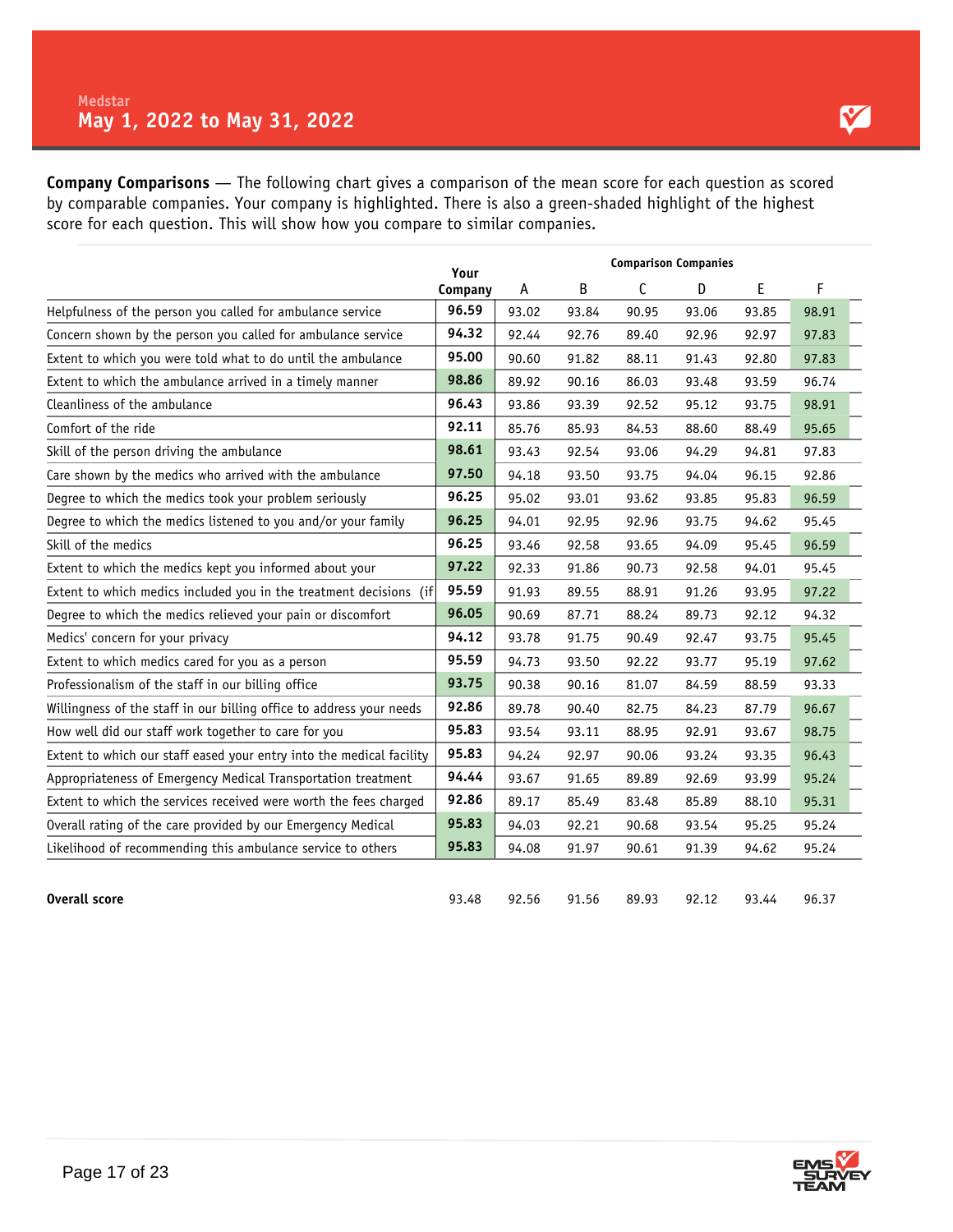Medstar

**May 1, 2022 to May 31, 2022**

**Company Comparisons** — The following chart gives a comparison of the mean score for each question as scored by comparable companies. Your company is highlighted. There is also a green-shaded highlight of the highest score for each question. This will show how you compare to similar companies.

| | Your Company | Comparison Companies A | B | C | D | E | F |
|---|---|---|---|---|---|---|---|
| Helpfulness of the person you called for ambulance service | **96.59** | 93.02 | 93.84 | 90.95 | 93.06 | 93.85 | 98.91 |
| Concern shown by the person you called for ambulance service | **94.32** | 92.44 | 92.76 | 89.40 | 92.96 | 92.97 | 97.83 |
| Extent to which you were told what to do until the ambulance | **95.00** | 90.60 | 91.82 | 88.11 | 91.43 | 92.80 | 97.83 |
| Extent to which the ambulance arrived in a timely manner | **98.86** | 89.92 | 90.16 | 86.03 | 93.48 | 93.59 | 96.74 |
| Cleanliness of the ambulance | **96.43** | 93.86 | 93.39 | 92.52 | 95.12 | 93.75 | 98.91 |
| Comfort of the ride | **92.11** | 85.76 | 85.93 | 84.53 | 88.60 | 88.49 | 95.65 |
| Skill of the person driving the ambulance | **98.61** | 93.43 | 92.54 | 93.06 | 94.29 | 94.81 | 97.83 |
| Care shown by the medics who arrived with the ambulance | **97.50** | 94.18 | 93.50 | 93.75 | 94.04 | 96.15 | 92.86 |
| Degree to which the medics took your problem seriously | **96.25** | 95.02 | 93.01 | 93.62 | 93.85 | 95.83 | 96.59 |
| Degree to which the medics listened to you and/or your family | **96.25** | 94.01 | 92.95 | 92.96 | 93.75 | 94.62 | 95.45 |
| Skill of the medics | **96.25** | 93.46 | 92.58 | 93.65 | 94.09 | 95.45 | 96.59 |
| Extent to which the medics kept you informed about your | **97.22** | 92.33 | 91.86 | 90.73 | 92.58 | 94.01 | 95.45 |
| Extent to which medics included you in the treatment decisions (if | **95.59** | 91.93 | 89.55 | 88.91 | 91.26 | 93.95 | 97.22 |
| Degree to which the medics relieved your pain or discomfort | **96.05** | 90.69 | 87.71 | 88.24 | 89.73 | 92.12 | 94.32 |
| Medics' concern for your privacy | **94.12** | 93.78 | 91.75 | 90.49 | 92.47 | 93.75 | 95.45 |
| Extent to which medics cared for you as a person | **95.59** | 94.73 | 93.50 | 92.22 | 93.77 | 95.19 | 97.62 |
| Professionalism of the staff in our billing office | **93.75** | 90.38 | 90.16 | 81.07 | 84.59 | 88.59 | 93.33 |
| Willingness of the staff in our billing office to address your needs | **92.86** | 89.78 | 90.40 | 82.75 | 84.23 | 87.79 | 96.67 |
| How well did our staff work together to care for you | **95.83** | 93.54 | 93.11 | 88.95 | 92.91 | 93.67 | 98.75 |
| Extent to which our staff eased your entry into the medical facility | **95.83** | 94.24 | 92.97 | 90.06 | 93.24 | 93.35 | 96.43 |
| Appropriateness of Emergency Medical Transportation treatment | **94.44** | 93.67 | 91.65 | 89.89 | 92.69 | 93.99 | 95.24 |
| Extent to which the services received were worth the fees charged | **92.86** | 89.17 | 85.49 | 83.48 | 85.89 | 88.10 | 95.31 |
| Overall rating of the care provided by our Emergency Medical | **95.83** | 94.03 | 92.21 | 90.68 | 93.54 | 95.25 | 95.24 |
| Likelihood of recommending this ambulance service to others | **95.83** | 94.08 | 91.97 | 90.61 | 91.39 | 94.62 | 95.24 |
| **Overall score** | 93.48 | 92.56 | 91.56 | 89.93 | 92.12 | 93.44 | 96.37 |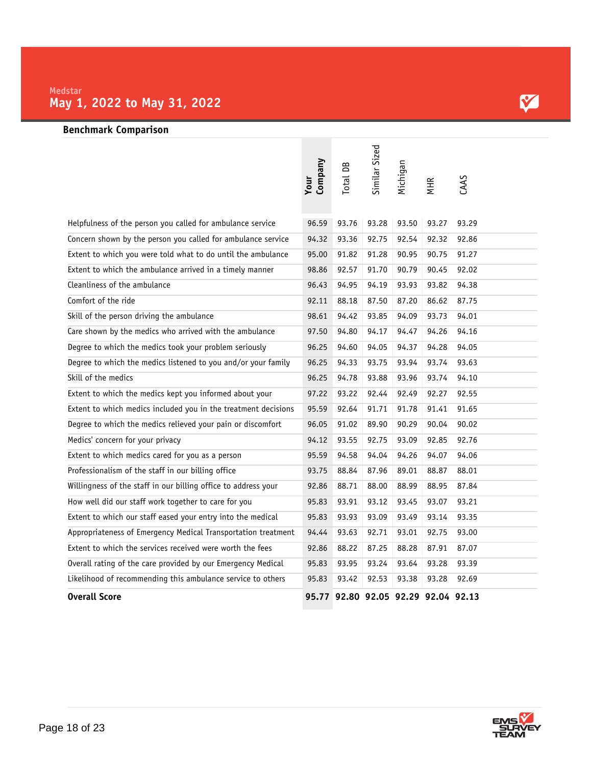Medstar

**May 1, 2022 to May 31, 2022**

## Benchmark Comparison

| | Your Company | Total DB | Similar Sized | Michigan | MHR | CAAS |
|---|---|---|---|---|---|---|
| Helpfulness of the person you called for ambulance service | 96.59 | 93.76 | 93.28 | 93.50 | 93.27 | 93.29 |
| Concern shown by the person you called for ambulance service | 94.32 | 93.36 | 92.75 | 92.54 | 92.32 | 92.86 |
| Extent to which you were told what to do until the ambulance | 95.00 | 91.82 | 91.28 | 90.95 | 90.75 | 91.27 |
| Extent to which the ambulance arrived in a timely manner | 98.86 | 92.57 | 91.70 | 90.79 | 90.45 | 92.02 |
| Cleanliness of the ambulance | 96.43 | 94.95 | 94.19 | 93.93 | 93.82 | 94.38 |
| Comfort of the ride | 92.11 | 88.18 | 87.50 | 87.20 | 86.62 | 87.75 |
| Skill of the person driving the ambulance | 98.61 | 94.42 | 93.85 | 94.09 | 93.73 | 94.01 |
| Care shown by the medics who arrived with the ambulance | 97.50 | 94.80 | 94.17 | 94.47 | 94.26 | 94.16 |
| Degree to which the medics took your problem seriously | 96.25 | 94.60 | 94.05 | 94.37 | 94.28 | 94.05 |
| Degree to which the medics listened to you and/or your family | 96.25 | 94.33 | 93.75 | 93.94 | 93.74 | 93.63 |
| Skill of the medics | 96.25 | 94.78 | 93.88 | 93.96 | 93.74 | 94.10 |
| Extent to which the medics kept you informed about your | 97.22 | 93.22 | 92.44 | 92.49 | 92.27 | 92.55 |
| Extent to which medics included you in the treatment decisions | 95.59 | 92.64 | 91.71 | 91.78 | 91.41 | 91.65 |
| Degree to which the medics relieved your pain or discomfort | 96.05 | 91.02 | 89.90 | 90.29 | 90.04 | 90.02 |
| Medics' concern for your privacy | 94.12 | 93.55 | 92.75 | 93.09 | 92.85 | 92.76 |
| Extent to which medics cared for you as a person | 95.59 | 94.58 | 94.04 | 94.26 | 94.07 | 94.06 |
| Professionalism of the staff in our billing office | 93.75 | 88.84 | 87.96 | 89.01 | 88.87 | 88.01 |
| Willingness of the staff in our billing office to address your | 92.86 | 88.71 | 88.00 | 88.99 | 88.95 | 87.84 |
| How well did our staff work together to care for you | 95.83 | 93.91 | 93.12 | 93.45 | 93.07 | 93.21 |
| Extent to which our staff eased your entry into the medical | 95.83 | 93.93 | 93.09 | 93.49 | 93.14 | 93.35 |
| Appropriateness of Emergency Medical Transportation treatment | 94.44 | 93.63 | 92.71 | 93.01 | 92.75 | 93.00 |
| Extent to which the services received were worth the fees | 92.86 | 88.22 | 87.25 | 88.28 | 87.91 | 87.07 |
| Overall rating of the care provided by our Emergency Medical | 95.83 | 93.95 | 93.24 | 93.64 | 93.28 | 93.39 |
| Likelihood of recommending this ambulance service to others | 95.83 | 93.42 | 92.53 | 93.38 | 93.28 | 92.69 |
| **Overall Score** | **95.77** | **92.80** | **92.05** | **92.29** | **92.04** | **92.13** |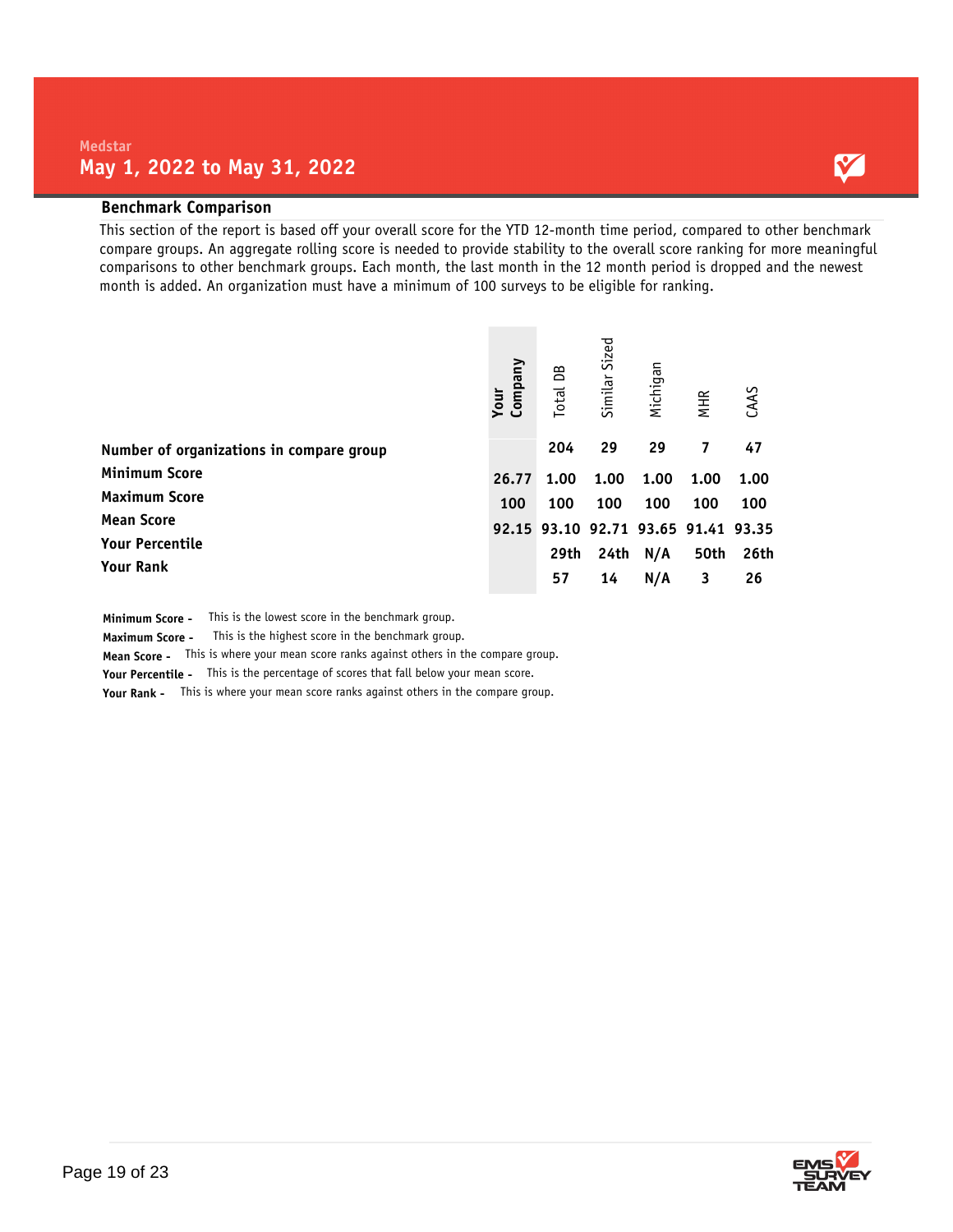Medstar

## May 1, 2022 to May 31, 2022

### Benchmark Comparison

This section of the report is based off your overall score for the YTD 12-month time period, compared to other benchmark compare groups. An aggregate rolling score is needed to provide stability to the overall score ranking for more meaningful comparisons to other benchmark groups. Each month, the last month in the 12 month period is dropped and the newest month is added. An organization must have a minimum of 100 surveys to be eligible for ranking.

| | Your Company | Total DB | Similar Sized | Michigan | MHR | CAAS |
|---|---|---|---|---|---|---|
| **Number of organizations in compare group** | | 204 | 29 | 29 | 7 | 47 |
| **Minimum Score** | 26.77 | 1.00 | 1.00 | 1.00 | 1.00 | 1.00 |
| **Maximum Score** | 100 | 100 | 100 | 100 | 100 | 100 |
| **Mean Score** | 92.15 | 93.10 | 92.71 | 93.65 | 91.41 | 93.35 |
| **Your Percentile** | | 29th | 24th | N/A | 50th | 26th |
| **Your Rank** | | 57 | 14 | N/A | 3 | 26 |

**Minimum Score -** This is the lowest score in the benchmark group.
**Maximum Score -** This is the highest score in the benchmark group.
**Mean Score -** This is where your mean score ranks against others in the compare group.
**Your Percentile -** This is the percentage of scores that fall below your mean score.
**Your Rank -** This is where your mean score ranks against others in the compare group.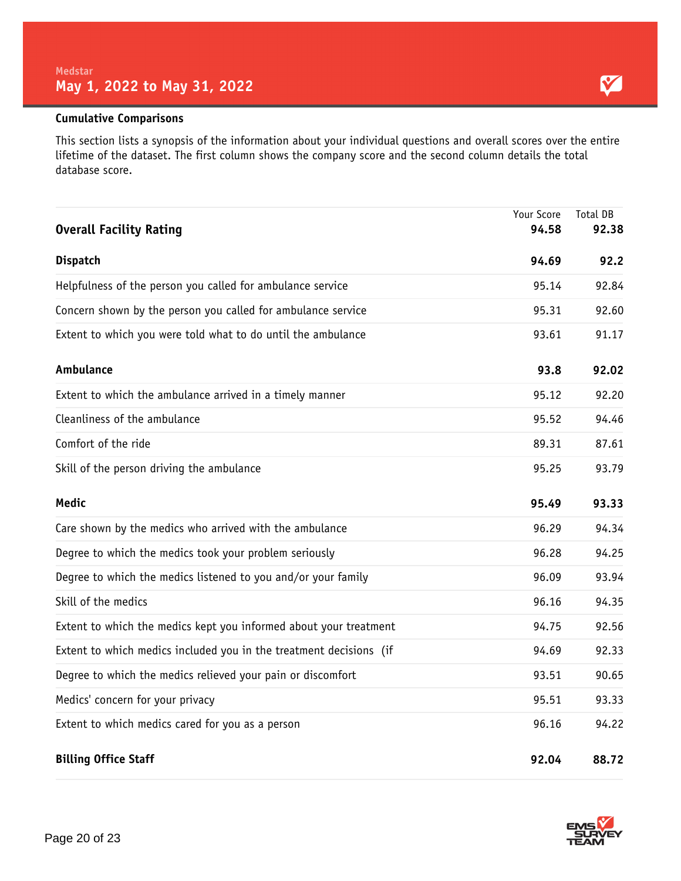Medstar

## May 1, 2022 to May 31, 2022

### Cumulative Comparisons

This section lists a synopsis of the information about your individual questions and overall scores over the entire lifetime of the dataset. The first column shows the company score and the second column details the total database score.

| | Your Score | Total DB |
|---|---|---|
| **Overall Facility Rating** | **94.58** | **92.38** |
| **Dispatch** | **94.69** | **92.2** |
| Helpfulness of the person you called for ambulance service | 95.14 | 92.84 |
| Concern shown by the person you called for ambulance service | 95.31 | 92.60 |
| Extent to which you were told what to do until the ambulance | 93.61 | 91.17 |
| **Ambulance** | **93.8** | **92.02** |
| Extent to which the ambulance arrived in a timely manner | 95.12 | 92.20 |
| Cleanliness of the ambulance | 95.52 | 94.46 |
| Comfort of the ride | 89.31 | 87.61 |
| Skill of the person driving the ambulance | 95.25 | 93.79 |
| **Medic** | **95.49** | **93.33** |
| Care shown by the medics who arrived with the ambulance | 96.29 | 94.34 |
| Degree to which the medics took your problem seriously | 96.28 | 94.25 |
| Degree to which the medics listened to you and/or your family | 96.09 | 93.94 |
| Skill of the medics | 96.16 | 94.35 |
| Extent to which the medics kept you informed about your treatment | 94.75 | 92.56 |
| Extent to which medics included you in the treatment decisions (if | 94.69 | 92.33 |
| Degree to which the medics relieved your pain or discomfort | 93.51 | 90.65 |
| Medics' concern for your privacy | 95.51 | 93.33 |
| Extent to which medics cared for you as a person | 96.16 | 94.22 |
| **Billing Office Staff** | **92.04** | **88.72** |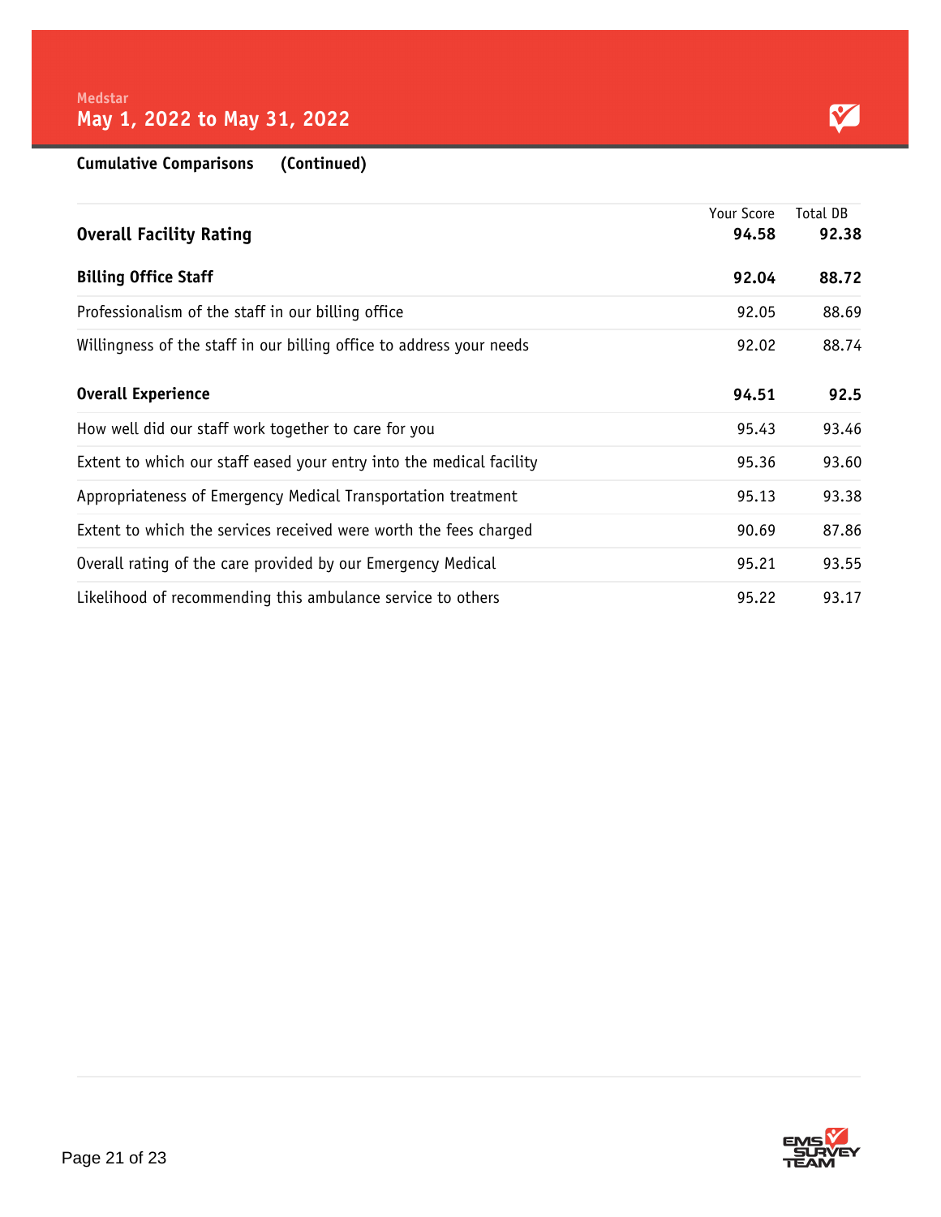Medstar

## May 1, 2022 to May 31, 2022

**Cumulative Comparisons (Continued)**

| | Your Score | Total DB |
|---|---|---|
| **Overall Facility Rating** | **94.58** | **92.38** |
| **Billing Office Staff** | **92.04** | **88.72** |
| Professionalism of the staff in our billing office | 92.05 | 88.69 |
| Willingness of the staff in our billing office to address your needs | 92.02 | 88.74 |
| **Overall Experience** | **94.51** | **92.5** |
| How well did our staff work together to care for you | 95.43 | 93.46 |
| Extent to which our staff eased your entry into the medical facility | 95.36 | 93.60 |
| Appropriateness of Emergency Medical Transportation treatment | 95.13 | 93.38 |
| Extent to which the services received were worth the fees charged | 90.69 | 87.86 |
| Overall rating of the care provided by our Emergency Medical | 95.21 | 93.55 |
| Likelihood of recommending this ambulance service to others | 95.22 | 93.17 |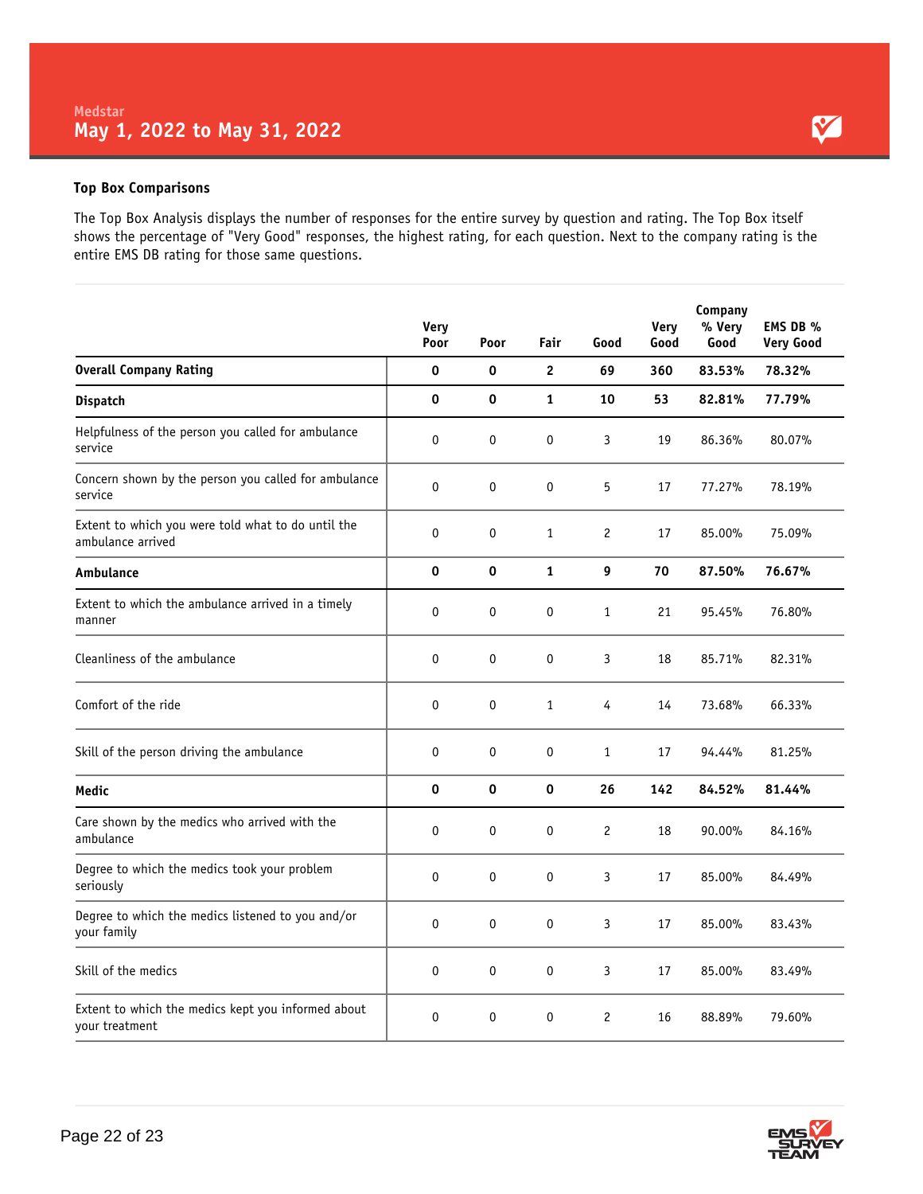Medstar

# May 1, 2022 to May 31, 2022

### Top Box Comparisons

The Top Box Analysis displays the number of responses for the entire survey by question and rating. The Top Box itself shows the percentage of "Very Good" responses, the highest rating, for each question. Next to the company rating is the entire EMS DB rating for those same questions.

| | Very Poor | Poor | Fair | Good | Very Good | Company % Very Good | EMS DB % Very Good |
|---|---|---|---|---|---|---|---|
| **Overall Company Rating** | **0** | **0** | **2** | **69** | **360** | **83.53%** | **78.32%** |
| **Dispatch** | **0** | **0** | **1** | **10** | **53** | **82.81%** | **77.79%** |
| Helpfulness of the person you called for ambulance service | 0 | 0 | 0 | 3 | 19 | 86.36% | 80.07% |
| Concern shown by the person you called for ambulance service | 0 | 0 | 0 | 5 | 17 | 77.27% | 78.19% |
| Extent to which you were told what to do until the ambulance arrived | 0 | 0 | 1 | 2 | 17 | 85.00% | 75.09% |
| **Ambulance** | **0** | **0** | **1** | **9** | **70** | **87.50%** | **76.67%** |
| Extent to which the ambulance arrived in a timely manner | 0 | 0 | 0 | 1 | 21 | 95.45% | 76.80% |
| Cleanliness of the ambulance | 0 | 0 | 0 | 3 | 18 | 85.71% | 82.31% |
| Comfort of the ride | 0 | 0 | 1 | 4 | 14 | 73.68% | 66.33% |
| Skill of the person driving the ambulance | 0 | 0 | 0 | 1 | 17 | 94.44% | 81.25% |
| **Medic** | **0** | **0** | **0** | **26** | **142** | **84.52%** | **81.44%** |
| Care shown by the medics who arrived with the ambulance | 0 | 0 | 0 | 2 | 18 | 90.00% | 84.16% |
| Degree to which the medics took your problem seriously | 0 | 0 | 0 | 3 | 17 | 85.00% | 84.49% |
| Degree to which the medics listened to you and/or your family | 0 | 0 | 0 | 3 | 17 | 85.00% | 83.43% |
| Skill of the medics | 0 | 0 | 0 | 3 | 17 | 85.00% | 83.49% |
| Extent to which the medics kept you informed about your treatment | 0 | 0 | 0 | 2 | 16 | 88.89% | 79.60% |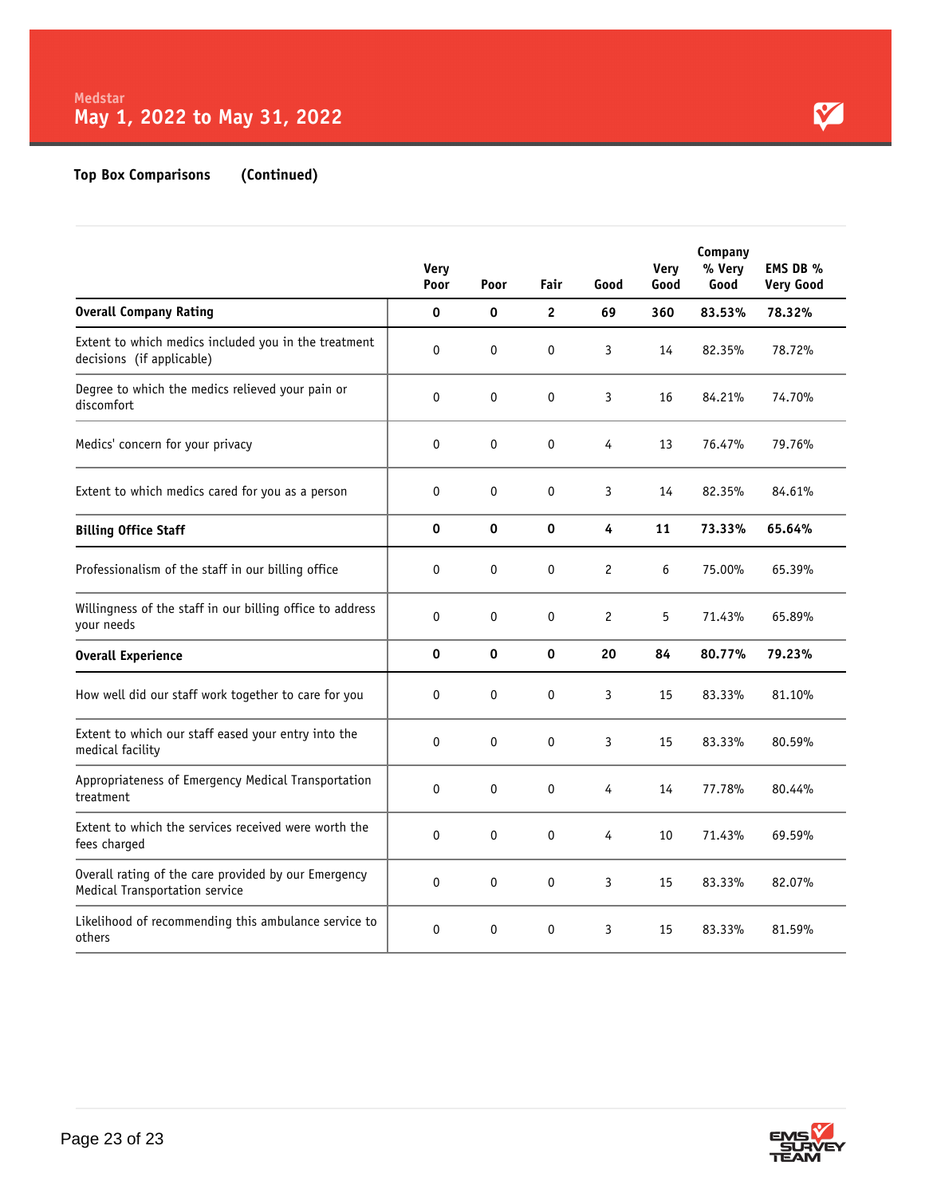Medstar
# May 1, 2022 to May 31, 2022

**Top Box Comparisons (Continued)**

| | Very Poor | Poor | Fair | Good | Very Good | Company % Very Good | EMS DB % Very Good |
|---|---|---|---|---|---|---|---|
| **Overall Company Rating** | **0** | **0** | **2** | **69** | **360** | **83.53%** | **78.32%** |
| Extent to which medics included you in the treatment decisions (if applicable) | 0 | 0 | 0 | 3 | 14 | 82.35% | 78.72% |
| Degree to which the medics relieved your pain or discomfort | 0 | 0 | 0 | 3 | 16 | 84.21% | 74.70% |
| Medics' concern for your privacy | 0 | 0 | 0 | 4 | 13 | 76.47% | 79.76% |
| Extent to which medics cared for you as a person | 0 | 0 | 0 | 3 | 14 | 82.35% | 84.61% |
| **Billing Office Staff** | **0** | **0** | **0** | **4** | **11** | **73.33%** | **65.64%** |
| Professionalism of the staff in our billing office | 0 | 0 | 0 | 2 | 6 | 75.00% | 65.39% |
| Willingness of the staff in our billing office to address your needs | 0 | 0 | 0 | 2 | 5 | 71.43% | 65.89% |
| **Overall Experience** | **0** | **0** | **0** | **20** | **84** | **80.77%** | **79.23%** |
| How well did our staff work together to care for you | 0 | 0 | 0 | 3 | 15 | 83.33% | 81.10% |
| Extent to which our staff eased your entry into the medical facility | 0 | 0 | 0 | 3 | 15 | 83.33% | 80.59% |
| Appropriateness of Emergency Medical Transportation treatment | 0 | 0 | 0 | 4 | 14 | 77.78% | 80.44% |
| Extent to which the services received were worth the fees charged | 0 | 0 | 0 | 4 | 10 | 71.43% | 69.59% |
| Overall rating of the care provided by our Emergency Medical Transportation service | 0 | 0 | 0 | 3 | 15 | 83.33% | 82.07% |
| Likelihood of recommending this ambulance service to others | 0 | 0 | 0 | 3 | 15 | 83.33% | 81.59% |